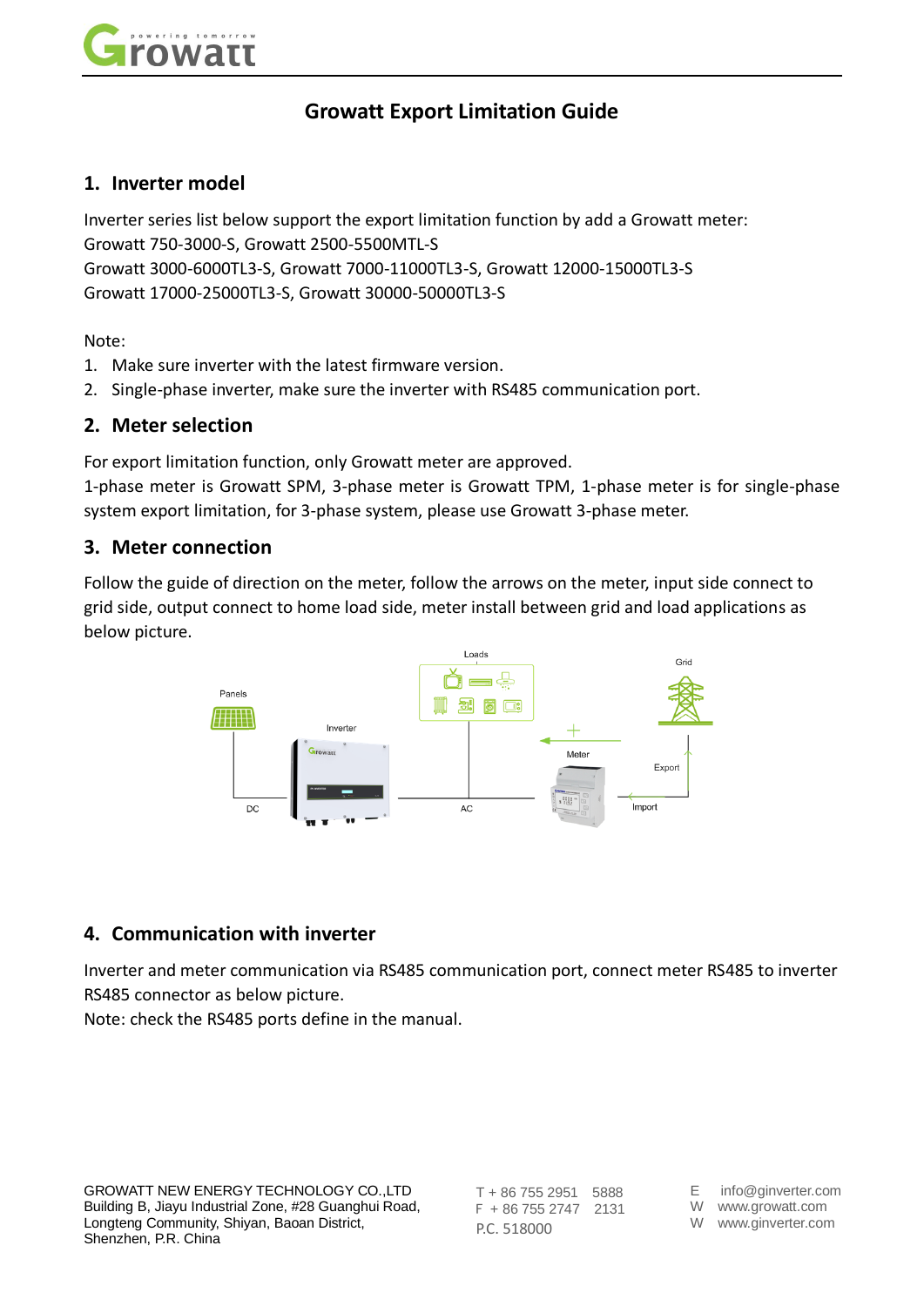# Growatt Export Limitation Guide

## 1. Inverter model

Inverter series list below support the export limitation function by add a Growatt meter:
Growatt 750-3000-S, Growatt 2500-5500MTL-S
Growatt 3000-6000TL3-S, Growatt 7000-11000TL3-S, Growatt 12000-15000TL3-S
Growatt 17000-25000TL3-S, Growatt 30000-50000TL3-S

Note:

1. Make sure inverter with the latest firmware version.
2. Single-phase inverter, make sure the inverter with RS485 communication port.

## 2. Meter selection

For export limitation function, only Growatt meter are approved.
1-phase meter is Growatt SPM, 3-phase meter is Growatt TPM, 1-phase meter is for single-phase system export limitation, for 3-phase system, please use Growatt 3-phase meter.

## 3. Meter connection

Follow the guide of direction on the meter, follow the arrows on the meter, input side connect to grid side, output connect to home load side, meter install between grid and load applications as below picture.

## 4. Communication with inverter

Inverter and meter communication via RS485 communication port, connect meter RS485 to inverter RS485 connector as below picture.
Note: check the RS485 ports define in the manual.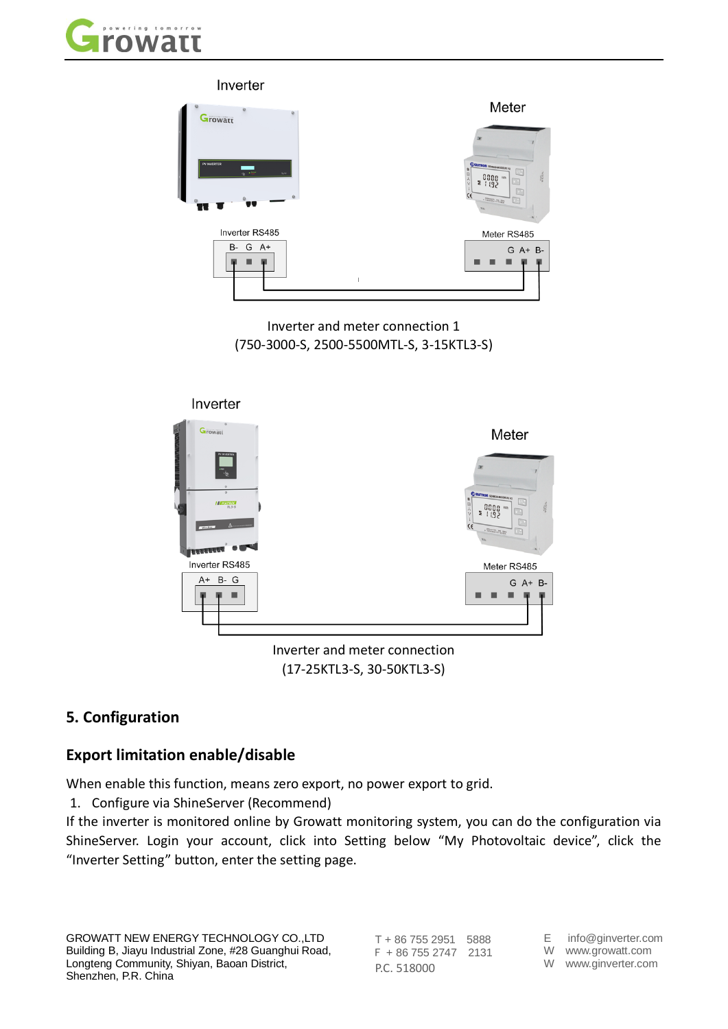Inverter and meter connection 1
(750-3000-S, 2500-5500MTL-S, 3-15KTL3-S)

Inverter and meter connection
(17-25KTL3-S, 30-50KTL3-S)

## 5. Configuration

### Export limitation enable/disable

When enable this function, means zero export, no power export to grid.

1. Configure via ShineServer (Recommend)

If the inverter is monitored online by Growatt monitoring system, you can do the configuration via ShineServer. Login your account, click into Setting below "My Photovoltaic device", click the "Inverter Setting" button, enter the setting page.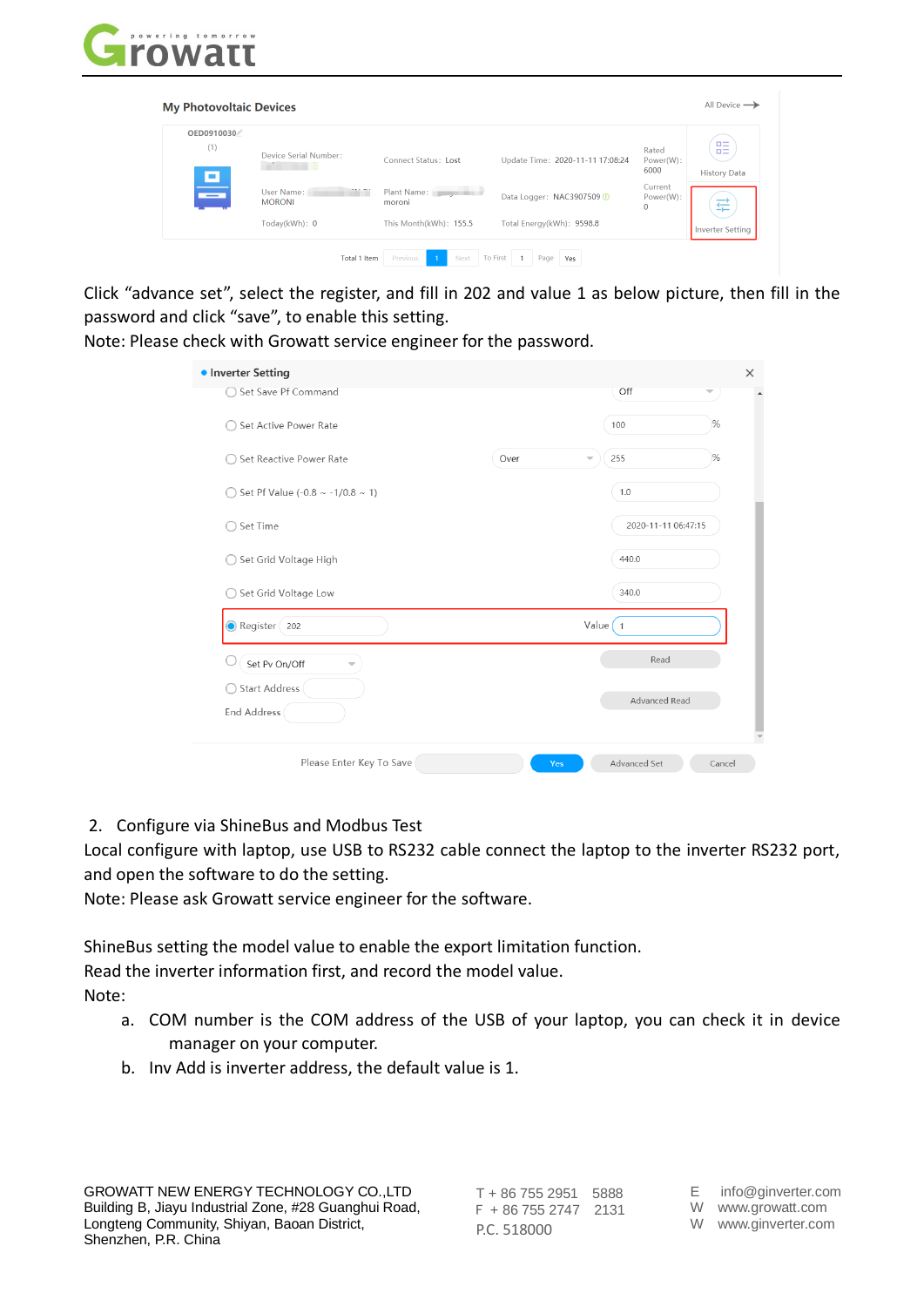Click "advance set", select the register, and fill in 202 and value 1 as below picture, then fill in the password and click "save", to enable this setting.

Note: Please check with Growatt service engineer for the password.

2. Configure via ShineBus and Modbus Test

Local configure with laptop, use USB to RS232 cable connect the laptop to the inverter RS232 port, and open the software to do the setting.

Note: Please ask Growatt service engineer for the software.

ShineBus setting the model value to enable the export limitation function.

Read the inverter information first, and record the model value.

Note:

a. COM number is the COM address of the USB of your laptop, you can check it in device manager on your computer.
b. Inv Add is inverter address, the default value is 1.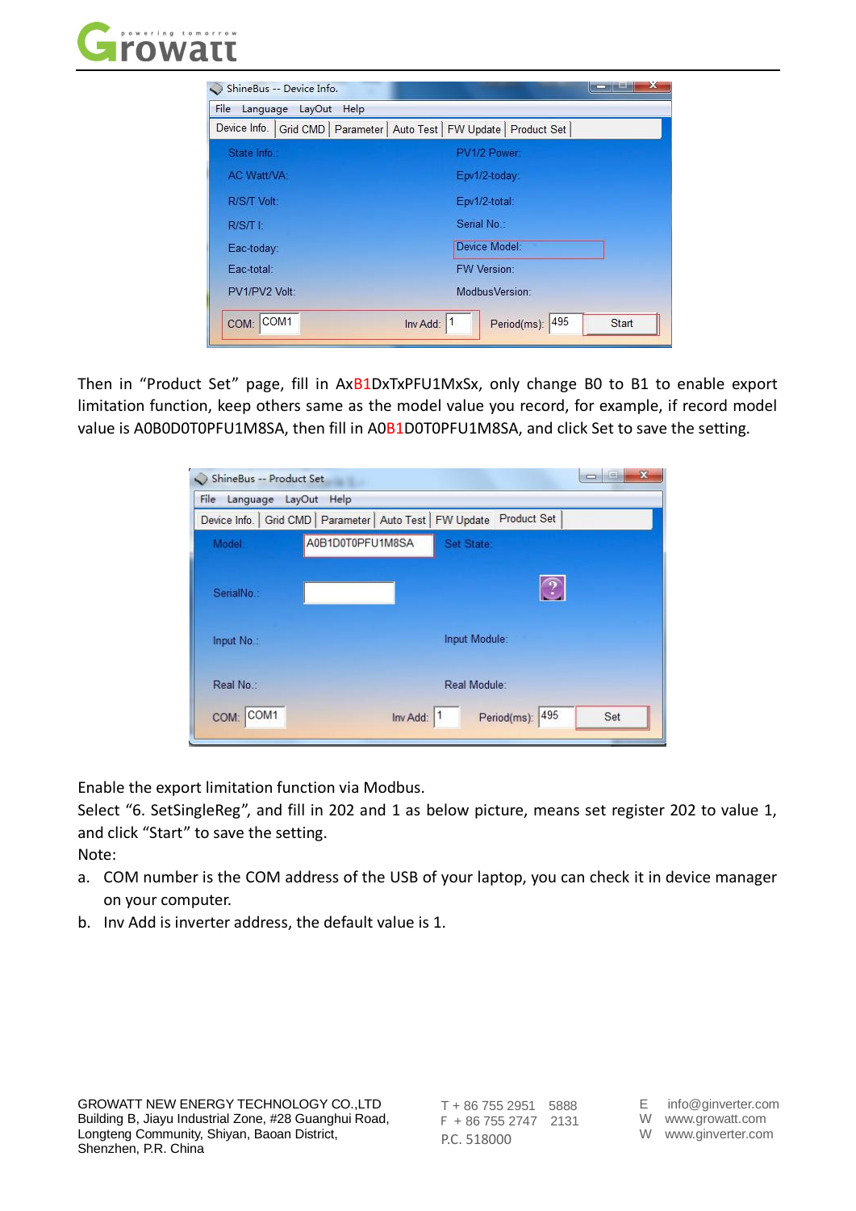Then in "Product Set" page, fill in AxB1DxTxPFU1MxSx, only change B0 to B1 to enable export limitation function, keep others same as the model value you record, for example, if record model value is A0B0D0T0PFU1M8SA, then fill in A0B1D0T0PFU1M8SA, and click Set to save the setting.

Enable the export limitation function via Modbus.

Select "6. SetSingleReg", and fill in 202 and 1 as below picture, means set register 202 to value 1, and click "Start" to save the setting.

Note:

a. COM number is the COM address of the USB of your laptop, you can check it in device manager on your computer.
b. Inv Add is inverter address, the default value is 1.

GROWATT NEW ENERGY TECHNOLOGY CO.,LTD
Building B, Jiayu Industrial Zone, #28 Guanghui Road, Longteng Community, Shiyan, Baoan District, Shenzhen, P.R. China

T + 86 755 2951 5888
F + 86 755 2747 2131
P.C. 518000

E info@ginverter.com
W www.growatt.com
W www.ginverter.com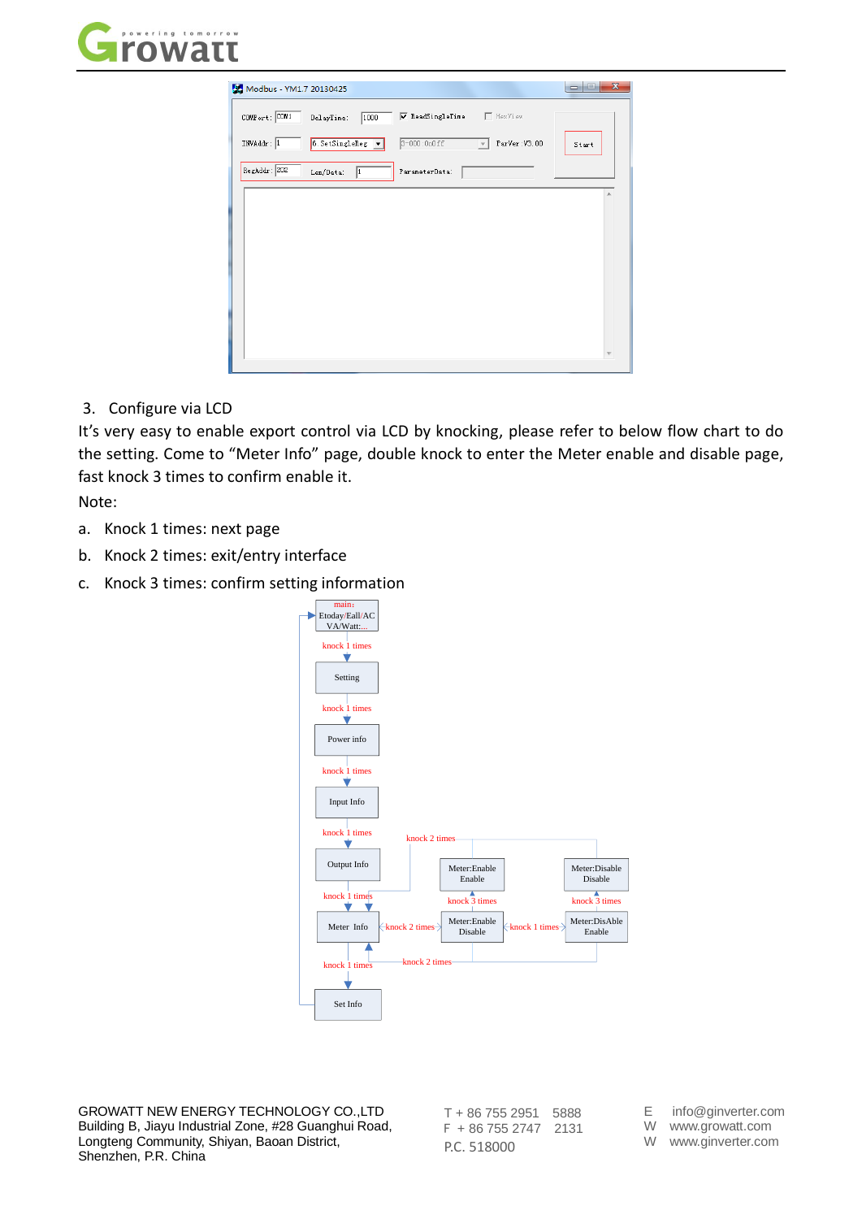3. Configure via LCD

It's very easy to enable export control via LCD by knocking, please refer to below flow chart to do the setting. Come to "Meter Info" page, double knock to enter the Meter enable and disable page, fast knock 3 times to confirm enable it.

Note:

a. Knock 1 times: next page
b. Knock 2 times: exit/entry interface
c. Knock 3 times: confirm setting information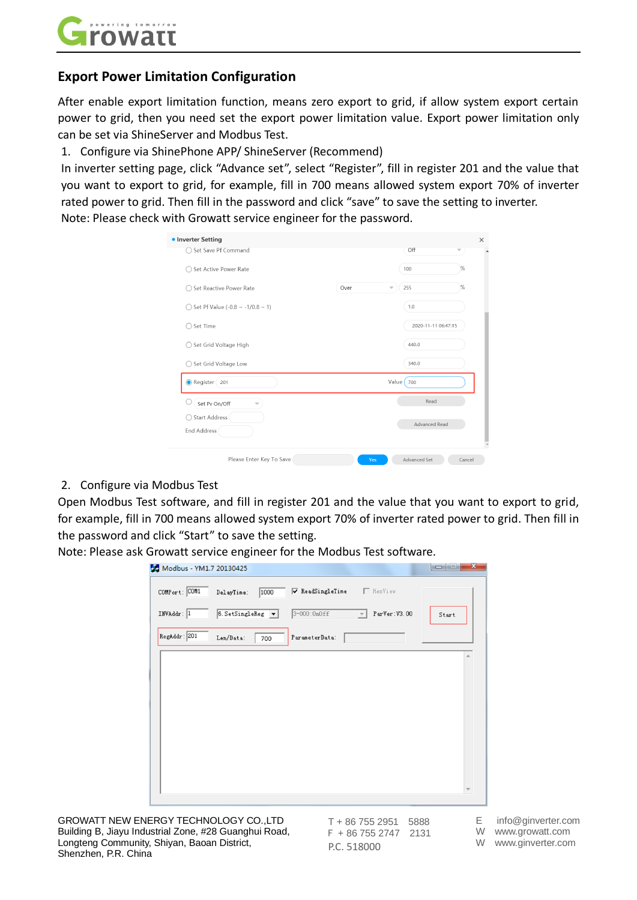## Export Power Limitation Configuration

After enable export limitation function, means zero export to grid, if allow system export certain power to grid, then you need set the export power limitation value. Export power limitation only can be set via ShineServer and Modbus Test.

1. Configure via ShinePhone APP/ ShineServer (Recommend)

In inverter setting page, click “Advance set”, select “Register”, fill in register 201 and the value that you want to export to grid, for example, fill in 700 means allowed system export 70% of inverter rated power to grid. Then fill in the password and click “save” to save the setting to inverter.

Note: Please check with Growatt service engineer for the password.

2. Configure via Modbus Test

Open Modbus Test software, and fill in register 201 and the value that you want to export to grid, for example, fill in 700 means allowed system export 70% of inverter rated power to grid. Then fill in the password and click “Start” to save the setting.

Note: Please ask Growatt service engineer for the Modbus Test software.